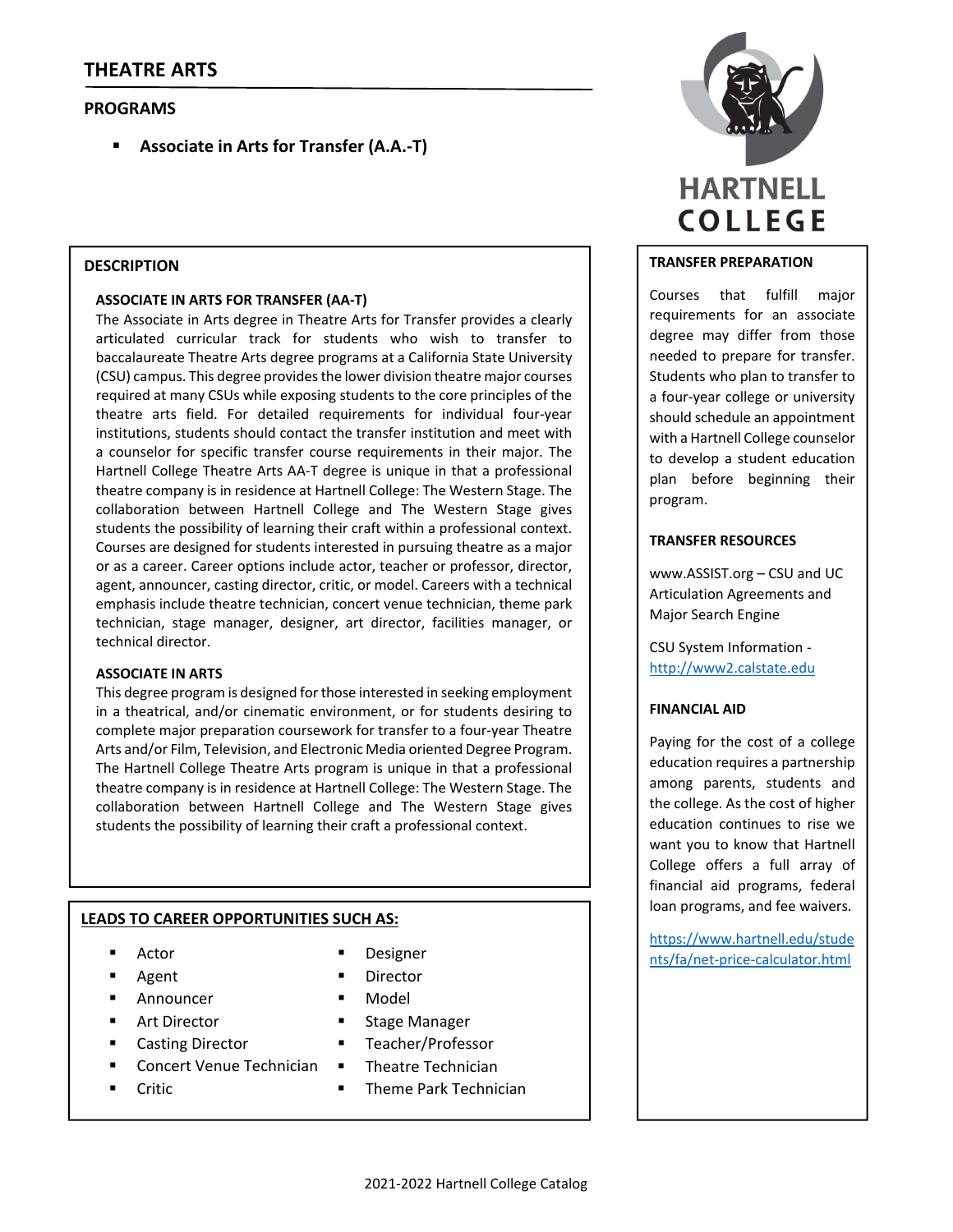# THEATRE ARTS

## PROGRAMS

- **Associate in Arts for Transfer (A.A.-T)**

HARTNELL COLLEGE

## DESCRIPTION

### ASSOCIATE IN ARTS FOR TRANSFER (AA-T)

The Associate in Arts degree in Theatre Arts for Transfer provides a clearly articulated curricular track for students who wish to transfer to baccalaureate Theatre Arts degree programs at a California State University (CSU) campus. This degree provides the lower division theatre major courses required at many CSUs while exposing students to the core principles of the theatre arts field. For detailed requirements for individual four-year institutions, students should contact the transfer institution and meet with a counselor for specific transfer course requirements in their major. The Hartnell College Theatre Arts AA-T degree is unique in that a professional theatre company is in residence at Hartnell College: The Western Stage. The collaboration between Hartnell College and The Western Stage gives students the possibility of learning their craft within a professional context. Courses are designed for students interested in pursuing theatre as a major or as a career. Career options include actor, teacher or professor, director, agent, announcer, casting director, critic, or model. Careers with a technical emphasis include theatre technician, concert venue technician, theme park technician, stage manager, designer, art director, facilities manager, or technical director.

### ASSOCIATE IN ARTS

This degree program is designed for those interested in seeking employment in a theatrical, and/or cinematic environment, or for students desiring to complete major preparation coursework for transfer to a four-year Theatre Arts and/or Film, Television, and Electronic Media oriented Degree Program. The Hartnell College Theatre Arts program is unique in that a professional theatre company is in residence at Hartnell College: The Western Stage. The collaboration between Hartnell College and The Western Stage gives students the possibility of learning their craft a professional context.

## LEADS TO CAREER OPPORTUNITIES SUCH AS:

- Actor
- Agent
- Announcer
- Art Director
- Casting Director
- Concert Venue Technician
- Critic
- Designer
- Director
- Model
- Stage Manager
- Teacher/Professor
- Theatre Technician
- Theme Park Technician

## TRANSFER PREPARATION

Courses that fulfill major requirements for an associate degree may differ from those needed to prepare for transfer. Students who plan to transfer to a four-year college or university should schedule an appointment with a Hartnell College counselor to develop a student education plan before beginning their program.

## TRANSFER RESOURCES

www.ASSIST.org – CSU and UC Articulation Agreements and Major Search Engine

CSU System Information - http://www2.calstate.edu

## FINANCIAL AID

Paying for the cost of a college education requires a partnership among parents, students and the college. As the cost of higher education continues to rise we want you to know that Hartnell College offers a full array of financial aid programs, federal loan programs, and fee waivers.

https://www.hartnell.edu/students/fa/net-price-calculator.html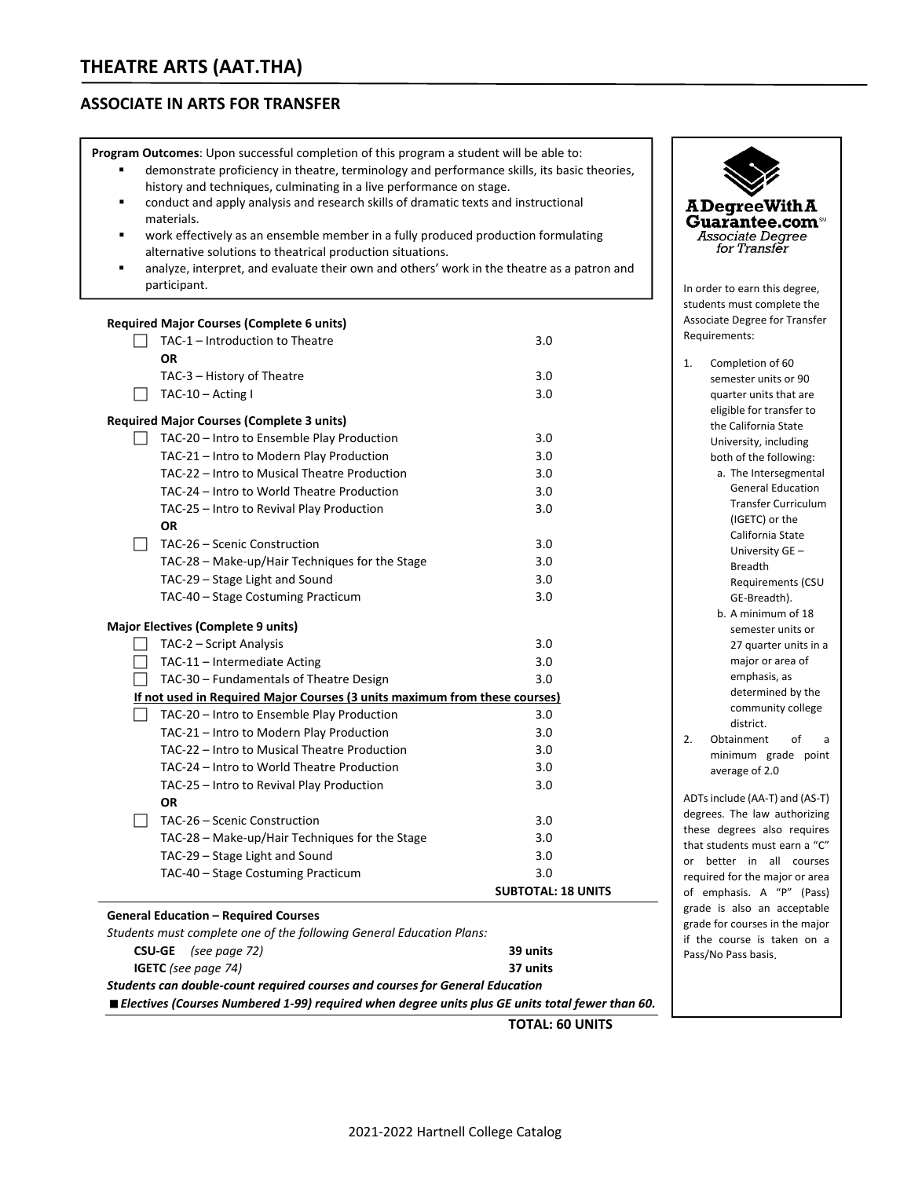# THEATRE ARTS (AAT.THA)

## ASSOCIATE IN ARTS FOR TRANSFER

**Program Outcomes**: Upon successful completion of this program a student will be able to:

- demonstrate proficiency in theatre, terminology and performance skills, its basic theories, history and techniques, culminating in a live performance on stage.
- conduct and apply analysis and research skills of dramatic texts and instructional materials.
- work effectively as an ensemble member in a fully produced production formulating alternative solutions to theatrical production situations.
- analyze, interpret, and evaluate their own and others' work in the theatre as a patron and participant.

| | |
|---|---|
| **Required Major Courses (Complete 6 units)** | |
| ☐ TAC-1 – Introduction to Theatre | 3.0 |
| **OR** | |
| TAC-3 – History of Theatre | 3.0 |
| ☐ TAC-10 – Acting I | 3.0 |
| **Required Major Courses (Complete 3 units)** | |
| ☐ TAC-20 – Intro to Ensemble Play Production | 3.0 |
| TAC-21 – Intro to Modern Play Production | 3.0 |
| TAC-22 – Intro to Musical Theatre Production | 3.0 |
| TAC-24 – Intro to World Theatre Production | 3.0 |
| TAC-25 – Intro to Revival Play Production | 3.0 |
| **OR** | |
| ☐ TAC-26 – Scenic Construction | 3.0 |
| TAC-28 – Make-up/Hair Techniques for the Stage | 3.0 |
| TAC-29 – Stage Light and Sound | 3.0 |
| TAC-40 – Stage Costuming Practicum | 3.0 |
| **Major Electives (Complete 9 units)** | |
| ☐ TAC-2 – Script Analysis | 3.0 |
| ☐ TAC-11 – Intermediate Acting | 3.0 |
| ☐ TAC-30 – Fundamentals of Theatre Design | 3.0 |
| **If not used in Required Major Courses (3 units maximum from these courses)** | |
| ☐ TAC-20 – Intro to Ensemble Play Production | 3.0 |
| TAC-21 – Intro to Modern Play Production | 3.0 |
| TAC-22 – Intro to Musical Theatre Production | 3.0 |
| TAC-24 – Intro to World Theatre Production | 3.0 |
| TAC-25 – Intro to Revival Play Production | 3.0 |
| **OR** | |
| ☐ TAC-26 – Scenic Construction | 3.0 |
| TAC-28 – Make-up/Hair Techniques for the Stage | 3.0 |
| TAC-29 – Stage Light and Sound | 3.0 |
| TAC-40 – Stage Costuming Practicum | 3.0 |
| | **SUBTOTAL: 18 UNITS** |

**General Education – Required Courses**

*Students must complete one of the following General Education Plans:*

| | |
|---|---|
| **CSU-GE** *(see page 72)* | **39 units** |
| **IGETC** *(see page 74)* | **37 units** |

***Students can double-count required courses and courses for General Education***

■ ***Electives (Courses Numbered 1-99) required when degree units plus GE units total fewer than 60.***

**TOTAL: 60 UNITS**

**A Degree With A Guarantee.com**
*Associate Degree for Transfer*

In order to earn this degree, students must complete the Associate Degree for Transfer Requirements:

1. Completion of 60 semester units or 90 quarter units that are eligible for transfer to the California State University, including both of the following:
   a. The Intersegmental General Education Transfer Curriculum (IGETC) or the California State University GE – Breadth Requirements (CSU GE-Breadth).
   b. A minimum of 18 semester units or 27 quarter units in a major or area of emphasis, as determined by the community college district.
2. Obtainment of a minimum grade point average of 2.0

ADTs include (AA-T) and (AS-T) degrees. The law authorizing these degrees also requires that students must earn a "C" or better in all courses required for the major or area of emphasis. A "P" (Pass) grade is also an acceptable grade for courses in the major if the course is taken on a Pass/No Pass basis.